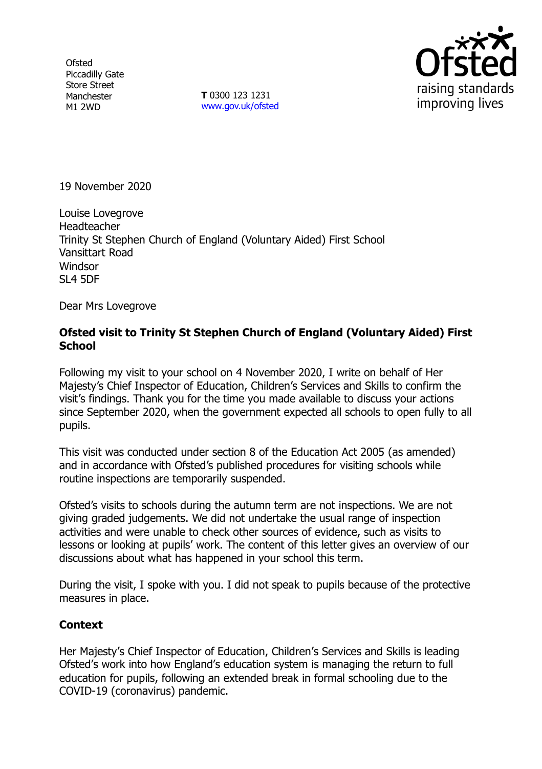Ofsted
Piccadilly Gate
Store Street
Manchester
M1 2WD

**T** 0300 123 1231
www.gov.uk/ofsted

19 November 2020

Louise Lovegrove
Headteacher
Trinity St Stephen Church of England (Voluntary Aided) First School
Vansittart Road
Windsor
SL4 5DF

Dear Mrs Lovegrove

**Ofsted visit to Trinity St Stephen Church of England (Voluntary Aided) First School**

Following my visit to your school on 4 November 2020, I write on behalf of Her Majesty's Chief Inspector of Education, Children's Services and Skills to confirm the visit's findings. Thank you for the time you made available to discuss your actions since September 2020, when the government expected all schools to open fully to all pupils.

This visit was conducted under section 8 of the Education Act 2005 (as amended) and in accordance with Ofsted's published procedures for visiting schools while routine inspections are temporarily suspended.

Ofsted's visits to schools during the autumn term are not inspections. We are not giving graded judgements. We did not undertake the usual range of inspection activities and were unable to check other sources of evidence, such as visits to lessons or looking at pupils' work. The content of this letter gives an overview of our discussions about what has happened in your school this term.

During the visit, I spoke with you. I did not speak to pupils because of the protective measures in place.

**Context**

Her Majesty's Chief Inspector of Education, Children's Services and Skills is leading Ofsted's work into how England's education system is managing the return to full education for pupils, following an extended break in formal schooling due to the COVID-19 (coronavirus) pandemic.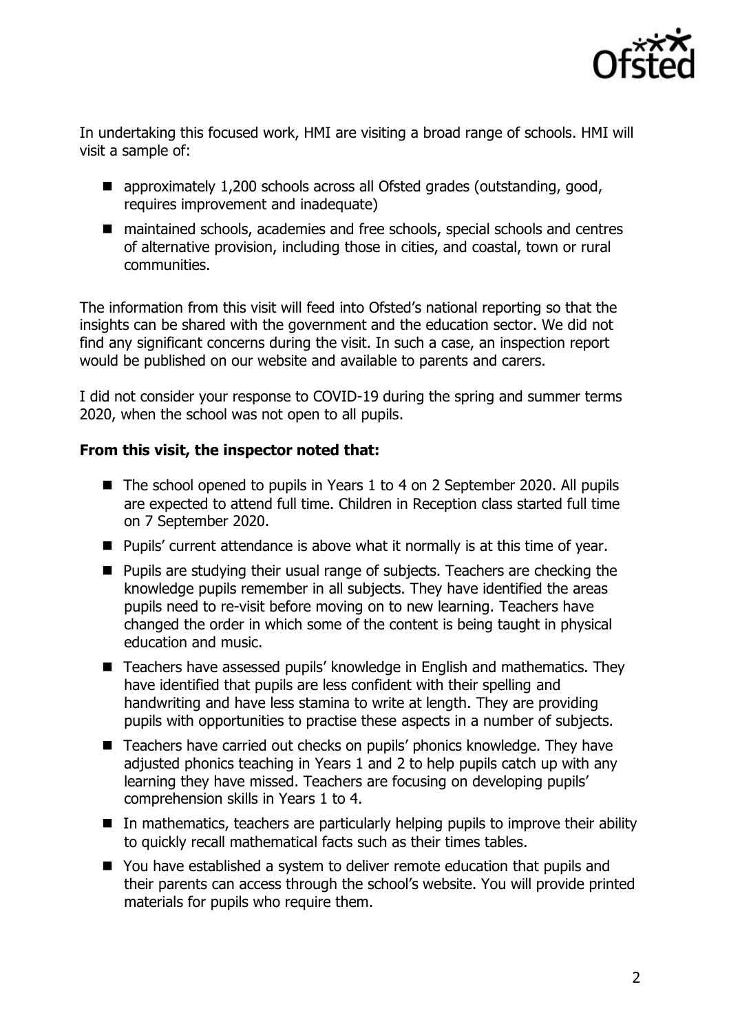In undertaking this focused work, HMI are visiting a broad range of schools. HMI will visit a sample of:

- approximately 1,200 schools across all Ofsted grades (outstanding, good, requires improvement and inadequate)
- maintained schools, academies and free schools, special schools and centres of alternative provision, including those in cities, and coastal, town or rural communities.

The information from this visit will feed into Ofsted's national reporting so that the insights can be shared with the government and the education sector. We did not find any significant concerns during the visit. In such a case, an inspection report would be published on our website and available to parents and carers.

I did not consider your response to COVID-19 during the spring and summer terms 2020, when the school was not open to all pupils.

**From this visit, the inspector noted that:**

- The school opened to pupils in Years 1 to 4 on 2 September 2020. All pupils are expected to attend full time. Children in Reception class started full time on 7 September 2020.
- Pupils' current attendance is above what it normally is at this time of year.
- Pupils are studying their usual range of subjects. Teachers are checking the knowledge pupils remember in all subjects. They have identified the areas pupils need to re-visit before moving on to new learning. Teachers have changed the order in which some of the content is being taught in physical education and music.
- Teachers have assessed pupils' knowledge in English and mathematics. They have identified that pupils are less confident with their spelling and handwriting and have less stamina to write at length. They are providing pupils with opportunities to practise these aspects in a number of subjects.
- Teachers have carried out checks on pupils' phonics knowledge. They have adjusted phonics teaching in Years 1 and 2 to help pupils catch up with any learning they have missed. Teachers are focusing on developing pupils' comprehension skills in Years 1 to 4.
- In mathematics, teachers are particularly helping pupils to improve their ability to quickly recall mathematical facts such as their times tables.
- You have established a system to deliver remote education that pupils and their parents can access through the school's website. You will provide printed materials for pupils who require them.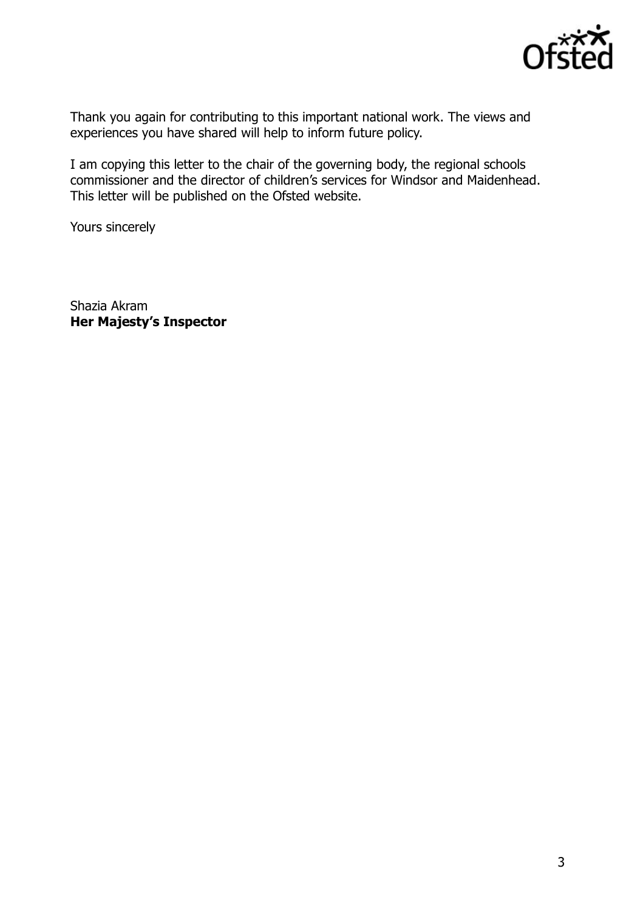Thank you again for contributing to this important national work. The views and experiences you have shared will help to inform future policy.

I am copying this letter to the chair of the governing body, the regional schools commissioner and the director of children's services for Windsor and Maidenhead. This letter will be published on the Ofsted website.

Yours sincerely

Shazia Akram
**Her Majesty's Inspector**